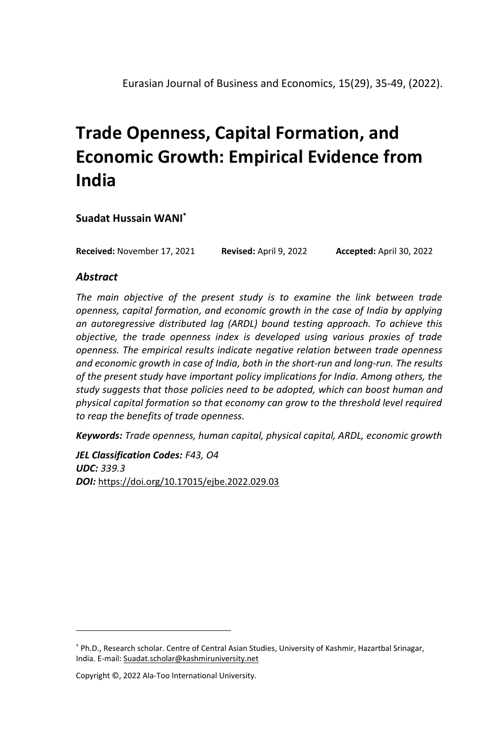# Trade Openness, Capital Formation, and Economic Growth: Empirical Evidence from India

**Suadat Hussain WANI**[*]

**Received:** November 17, 2021 **Revised:** April 9, 2022 **Accepted:** April 30, 2022

### *Abstract*

*The main objective of the present study is to examine the link between trade openness, capital formation, and economic growth in the case of India by applying an autoregressive distributed lag (ARDL) bound testing approach. To achieve this objective, the trade openness index is developed using various proxies of trade openness. The empirical results indicate negative relation between trade openness and economic growth in case of India, both in the short-run and long-run. The results of the present study have important policy implications for India. Among others, the study suggests that those policies need to be adopted, which can boost human and physical capital formation so that economy can grow to the threshold level required to reap the benefits of trade openness.*

***Keywords:*** *Trade openness, human capital, physical capital, ARDL, economic growth*

***JEL Classification Codes:*** *F43, O4*
***UDC:*** *339.3*
***DOI:*** https://doi.org/10.17015/ejbe.2022.029.03

---

[*] Ph.D., Research scholar. Centre of Central Asian Studies, University of Kashmir, Hazartbal Srinagar, India. E-mail: Suadat.scholar@kashmiruniversity.net

Copyright ©, 2022 Ala-Too International University.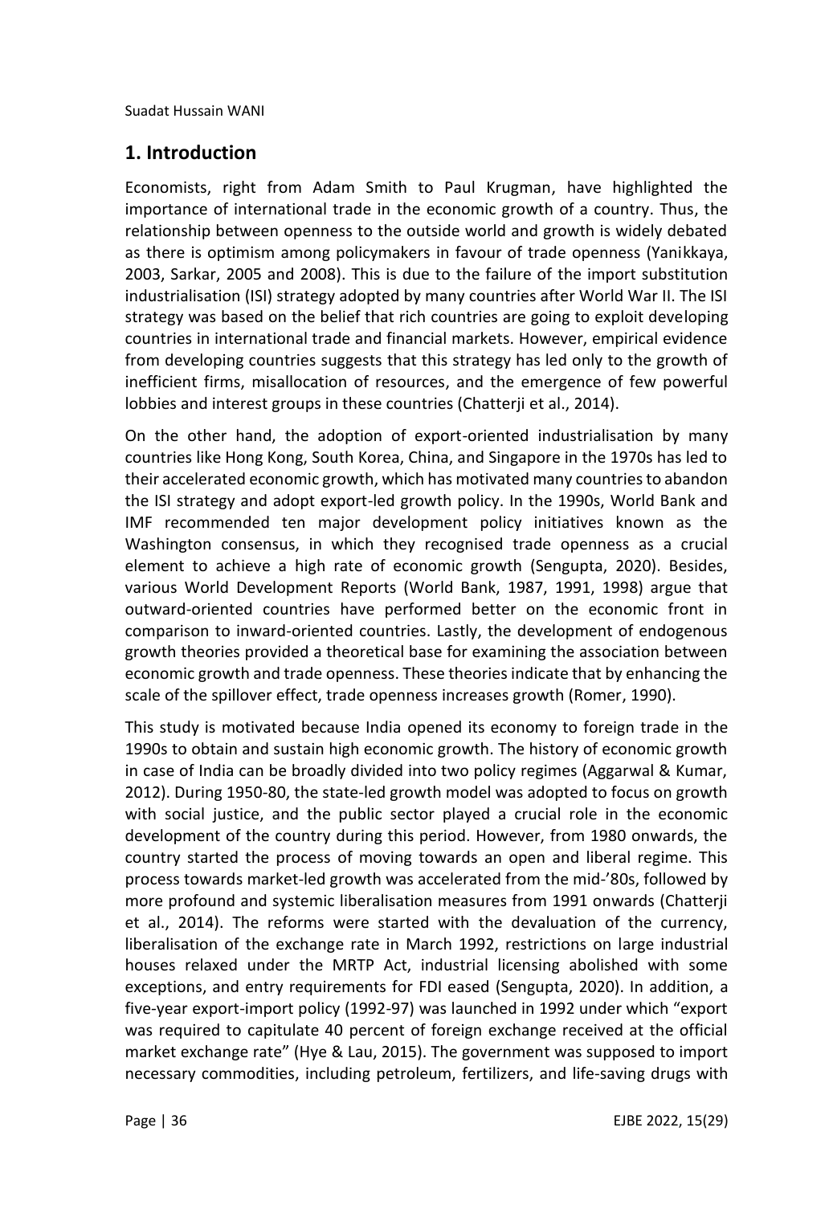## 1. Introduction

Economists, right from Adam Smith to Paul Krugman, have highlighted the importance of international trade in the economic growth of a country. Thus, the relationship between openness to the outside world and growth is widely debated as there is optimism among policymakers in favour of trade openness (Yanikkaya, 2003, Sarkar, 2005 and 2008). This is due to the failure of the import substitution industrialisation (ISI) strategy adopted by many countries after World War II. The ISI strategy was based on the belief that rich countries are going to exploit developing countries in international trade and financial markets. However, empirical evidence from developing countries suggests that this strategy has led only to the growth of inefficient firms, misallocation of resources, and the emergence of few powerful lobbies and interest groups in these countries (Chatterji et al., 2014).

On the other hand, the adoption of export-oriented industrialisation by many countries like Hong Kong, South Korea, China, and Singapore in the 1970s has led to their accelerated economic growth, which has motivated many countries to abandon the ISI strategy and adopt export-led growth policy. In the 1990s, World Bank and IMF recommended ten major development policy initiatives known as the Washington consensus, in which they recognised trade openness as a crucial element to achieve a high rate of economic growth (Sengupta, 2020). Besides, various World Development Reports (World Bank, 1987, 1991, 1998) argue that outward-oriented countries have performed better on the economic front in comparison to inward-oriented countries. Lastly, the development of endogenous growth theories provided a theoretical base for examining the association between economic growth and trade openness. These theories indicate that by enhancing the scale of the spillover effect, trade openness increases growth (Romer, 1990).

This study is motivated because India opened its economy to foreign trade in the 1990s to obtain and sustain high economic growth. The history of economic growth in case of India can be broadly divided into two policy regimes (Aggarwal & Kumar, 2012). During 1950-80, the state-led growth model was adopted to focus on growth with social justice, and the public sector played a crucial role in the economic development of the country during this period. However, from 1980 onwards, the country started the process of moving towards an open and liberal regime. This process towards market-led growth was accelerated from the mid-'80s, followed by more profound and systemic liberalisation measures from 1991 onwards (Chatterji et al., 2014). The reforms were started with the devaluation of the currency, liberalisation of the exchange rate in March 1992, restrictions on large industrial houses relaxed under the MRTP Act, industrial licensing abolished with some exceptions, and entry requirements for FDI eased (Sengupta, 2020). In addition, a five-year export-import policy (1992-97) was launched in 1992 under which "export was required to capitulate 40 percent of foreign exchange received at the official market exchange rate" (Hye & Lau, 2015). The government was supposed to import necessary commodities, including petroleum, fertilizers, and life-saving drugs with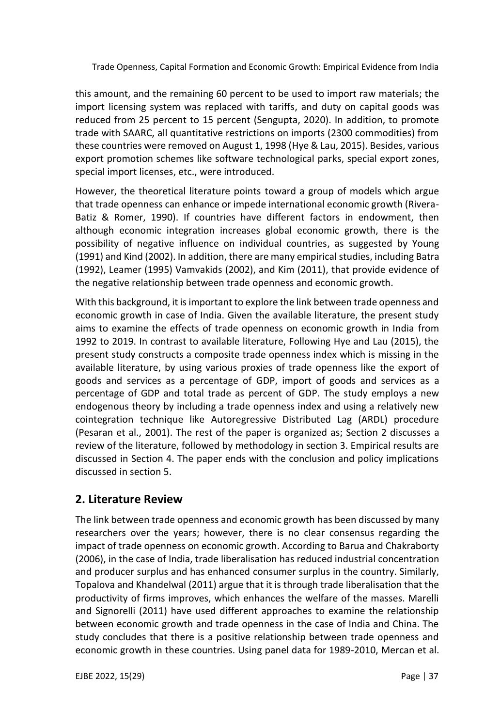this amount, and the remaining 60 percent to be used to import raw materials; the import licensing system was replaced with tariffs, and duty on capital goods was reduced from 25 percent to 15 percent (Sengupta, 2020). In addition, to promote trade with SAARC, all quantitative restrictions on imports (2300 commodities) from these countries were removed on August 1, 1998 (Hye & Lau, 2015). Besides, various export promotion schemes like software technological parks, special export zones, special import licenses, etc., were introduced.

However, the theoretical literature points toward a group of models which argue that trade openness can enhance or impede international economic growth (Rivera-Batiz & Romer, 1990). If countries have different factors in endowment, then although economic integration increases global economic growth, there is the possibility of negative influence on individual countries, as suggested by Young (1991) and Kind (2002). In addition, there are many empirical studies, including Batra (1992), Leamer (1995) Vamvakids (2002), and Kim (2011), that provide evidence of the negative relationship between trade openness and economic growth.

With this background, it is important to explore the link between trade openness and economic growth in case of India. Given the available literature, the present study aims to examine the effects of trade openness on economic growth in India from 1992 to 2019. In contrast to available literature, Following Hye and Lau (2015), the present study constructs a composite trade openness index which is missing in the available literature, by using various proxies of trade openness like the export of goods and services as a percentage of GDP, import of goods and services as a percentage of GDP and total trade as percent of GDP. The study employs a new endogenous theory by including a trade openness index and using a relatively new cointegration technique like Autoregressive Distributed Lag (ARDL) procedure (Pesaran et al., 2001). The rest of the paper is organized as; Section 2 discusses a review of the literature, followed by methodology in section 3. Empirical results are discussed in Section 4. The paper ends with the conclusion and policy implications discussed in section 5.

## 2. Literature Review

The link between trade openness and economic growth has been discussed by many researchers over the years; however, there is no clear consensus regarding the impact of trade openness on economic growth. According to Barua and Chakraborty (2006), in the case of India, trade liberalisation has reduced industrial concentration and producer surplus and has enhanced consumer surplus in the country. Similarly, Topalova and Khandelwal (2011) argue that it is through trade liberalisation that the productivity of firms improves, which enhances the welfare of the masses. Marelli and Signorelli (2011) have used different approaches to examine the relationship between economic growth and trade openness in the case of India and China. The study concludes that there is a positive relationship between trade openness and economic growth in these countries. Using panel data for 1989-2010, Mercan et al.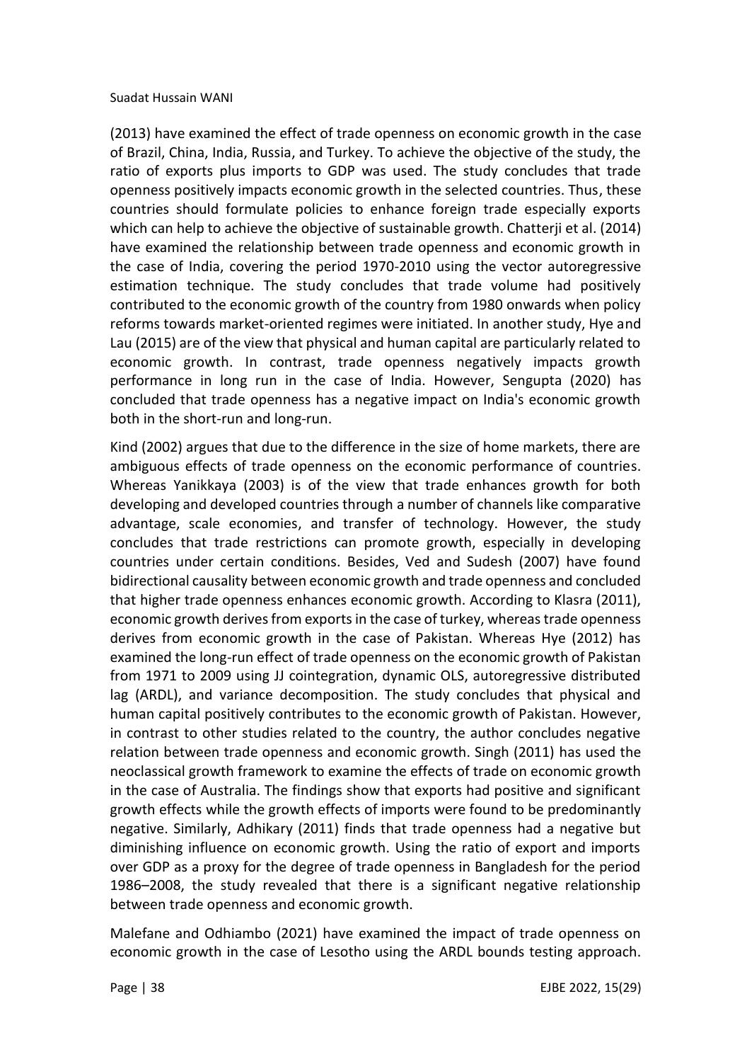(2013) have examined the effect of trade openness on economic growth in the case of Brazil, China, India, Russia, and Turkey. To achieve the objective of the study, the ratio of exports plus imports to GDP was used. The study concludes that trade openness positively impacts economic growth in the selected countries. Thus, these countries should formulate policies to enhance foreign trade especially exports which can help to achieve the objective of sustainable growth. Chatterji et al. (2014) have examined the relationship between trade openness and economic growth in the case of India, covering the period 1970-2010 using the vector autoregressive estimation technique. The study concludes that trade volume had positively contributed to the economic growth of the country from 1980 onwards when policy reforms towards market-oriented regimes were initiated. In another study, Hye and Lau (2015) are of the view that physical and human capital are particularly related to economic growth. In contrast, trade openness negatively impacts growth performance in long run in the case of India. However, Sengupta (2020) has concluded that trade openness has a negative impact on India's economic growth both in the short-run and long-run.

Kind (2002) argues that due to the difference in the size of home markets, there are ambiguous effects of trade openness on the economic performance of countries. Whereas Yanikkaya (2003) is of the view that trade enhances growth for both developing and developed countries through a number of channels like comparative advantage, scale economies, and transfer of technology. However, the study concludes that trade restrictions can promote growth, especially in developing countries under certain conditions. Besides, Ved and Sudesh (2007) have found bidirectional causality between economic growth and trade openness and concluded that higher trade openness enhances economic growth. According to Klasra (2011), economic growth derives from exports in the case of turkey, whereas trade openness derives from economic growth in the case of Pakistan. Whereas Hye (2012) has examined the long-run effect of trade openness on the economic growth of Pakistan from 1971 to 2009 using JJ cointegration, dynamic OLS, autoregressive distributed lag (ARDL), and variance decomposition. The study concludes that physical and human capital positively contributes to the economic growth of Pakistan. However, in contrast to other studies related to the country, the author concludes negative relation between trade openness and economic growth. Singh (2011) has used the neoclassical growth framework to examine the effects of trade on economic growth in the case of Australia. The findings show that exports had positive and significant growth effects while the growth effects of imports were found to be predominantly negative. Similarly, Adhikary (2011) finds that trade openness had a negative but diminishing influence on economic growth. Using the ratio of export and imports over GDP as a proxy for the degree of trade openness in Bangladesh for the period 1986–2008, the study revealed that there is a significant negative relationship between trade openness and economic growth.

Malefane and Odhiambo (2021) have examined the impact of trade openness on economic growth in the case of Lesotho using the ARDL bounds testing approach.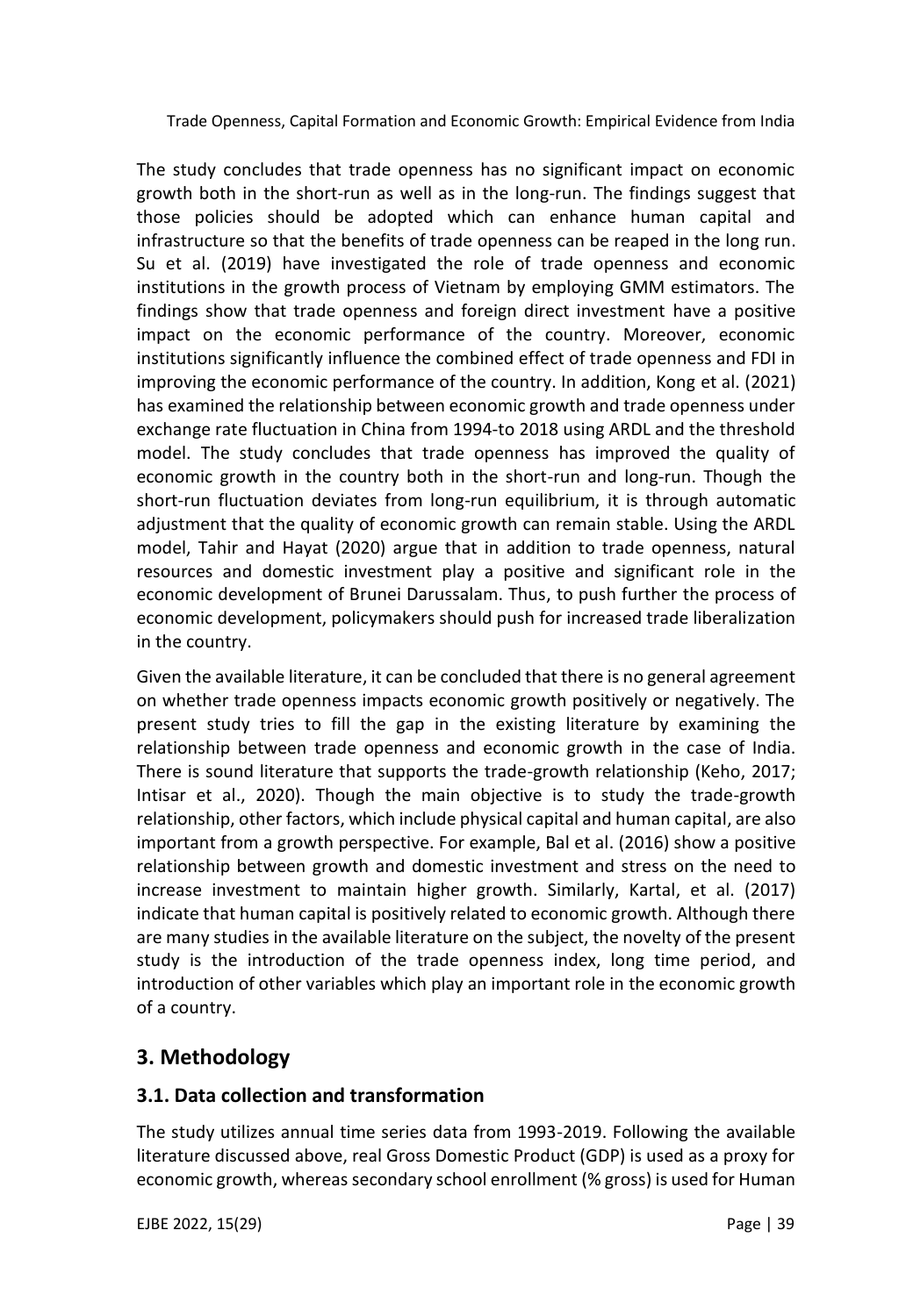The study concludes that trade openness has no significant impact on economic growth both in the short-run as well as in the long-run. The findings suggest that those policies should be adopted which can enhance human capital and infrastructure so that the benefits of trade openness can be reaped in the long run. Su et al. (2019) have investigated the role of trade openness and economic institutions in the growth process of Vietnam by employing GMM estimators. The findings show that trade openness and foreign direct investment have a positive impact on the economic performance of the country. Moreover, economic institutions significantly influence the combined effect of trade openness and FDI in improving the economic performance of the country. In addition, Kong et al. (2021) has examined the relationship between economic growth and trade openness under exchange rate fluctuation in China from 1994-to 2018 using ARDL and the threshold model. The study concludes that trade openness has improved the quality of economic growth in the country both in the short-run and long-run. Though the short-run fluctuation deviates from long-run equilibrium, it is through automatic adjustment that the quality of economic growth can remain stable. Using the ARDL model, Tahir and Hayat (2020) argue that in addition to trade openness, natural resources and domestic investment play a positive and significant role in the economic development of Brunei Darussalam. Thus, to push further the process of economic development, policymakers should push for increased trade liberalization in the country.

Given the available literature, it can be concluded that there is no general agreement on whether trade openness impacts economic growth positively or negatively. The present study tries to fill the gap in the existing literature by examining the relationship between trade openness and economic growth in the case of India. There is sound literature that supports the trade-growth relationship (Keho, 2017; Intisar et al., 2020). Though the main objective is to study the trade-growth relationship, other factors, which include physical capital and human capital, are also important from a growth perspective. For example, Bal et al. (2016) show a positive relationship between growth and domestic investment and stress on the need to increase investment to maintain higher growth. Similarly, Kartal, et al. (2017) indicate that human capital is positively related to economic growth. Although there are many studies in the available literature on the subject, the novelty of the present study is the introduction of the trade openness index, long time period, and introduction of other variables which play an important role in the economic growth of a country.

## 3. Methodology

### 3.1. Data collection and transformation

The study utilizes annual time series data from 1993-2019. Following the available literature discussed above, real Gross Domestic Product (GDP) is used as a proxy for economic growth, whereas secondary school enrollment (% gross) is used for Human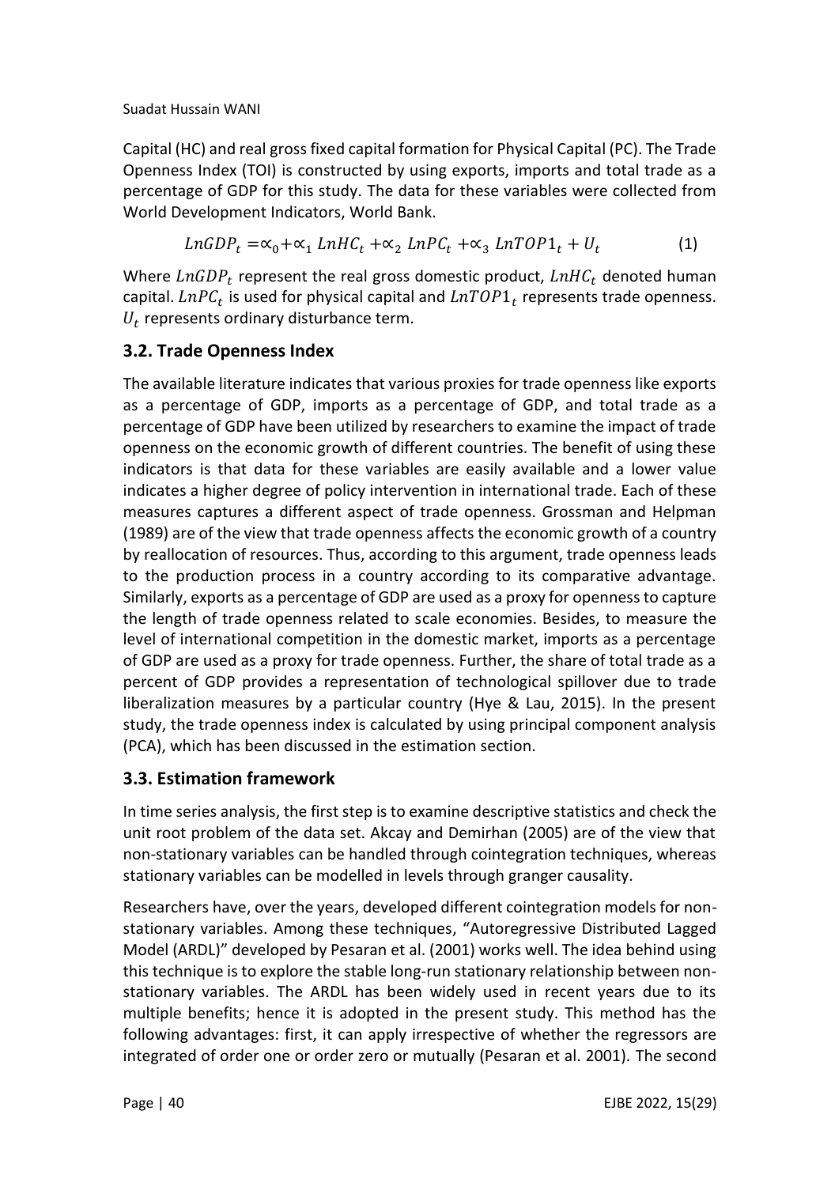Capital (HC) and real gross fixed capital formation for Physical Capital (PC). The Trade Openness Index (TOI) is constructed by using exports, imports and total trade as a percentage of GDP for this study. The data for these variables were collected from World Development Indicators, World Bank.

$$LnGDP_t = \propto_0 + \propto_1 LnHC_t + \propto_2 LnPC_t + \propto_3 LnTOP1_t + U_t \quad (1)$$

Where $LnGDP_t$ represent the real gross domestic product, $LnHC_t$ denoted human capital. $LnPC_t$ is used for physical capital and $LnTOP1_t$ represents trade openness. $U_t$ represents ordinary disturbance term.

## 3.2. Trade Openness Index

The available literature indicates that various proxies for trade openness like exports as a percentage of GDP, imports as a percentage of GDP, and total trade as a percentage of GDP have been utilized by researchers to examine the impact of trade openness on the economic growth of different countries. The benefit of using these indicators is that data for these variables are easily available and a lower value indicates a higher degree of policy intervention in international trade. Each of these measures captures a different aspect of trade openness. Grossman and Helpman (1989) are of the view that trade openness affects the economic growth of a country by reallocation of resources. Thus, according to this argument, trade openness leads to the production process in a country according to its comparative advantage. Similarly, exports as a percentage of GDP are used as a proxy for openness to capture the length of trade openness related to scale economies. Besides, to measure the level of international competition in the domestic market, imports as a percentage of GDP are used as a proxy for trade openness. Further, the share of total trade as a percent of GDP provides a representation of technological spillover due to trade liberalization measures by a particular country (Hye & Lau, 2015). In the present study, the trade openness index is calculated by using principal component analysis (PCA), which has been discussed in the estimation section.

## 3.3. Estimation framework

In time series analysis, the first step is to examine descriptive statistics and check the unit root problem of the data set. Akcay and Demirhan (2005) are of the view that non-stationary variables can be handled through cointegration techniques, whereas stationary variables can be modelled in levels through granger causality.

Researchers have, over the years, developed different cointegration models for non-stationary variables. Among these techniques, "Autoregressive Distributed Lagged Model (ARDL)" developed by Pesaran et al. (2001) works well. The idea behind using this technique is to explore the stable long-run stationary relationship between non-stationary variables. The ARDL has been widely used in recent years due to its multiple benefits; hence it is adopted in the present study. This method has the following advantages: first, it can apply irrespective of whether the regressors are integrated of order one or order zero or mutually (Pesaran et al. 2001). The second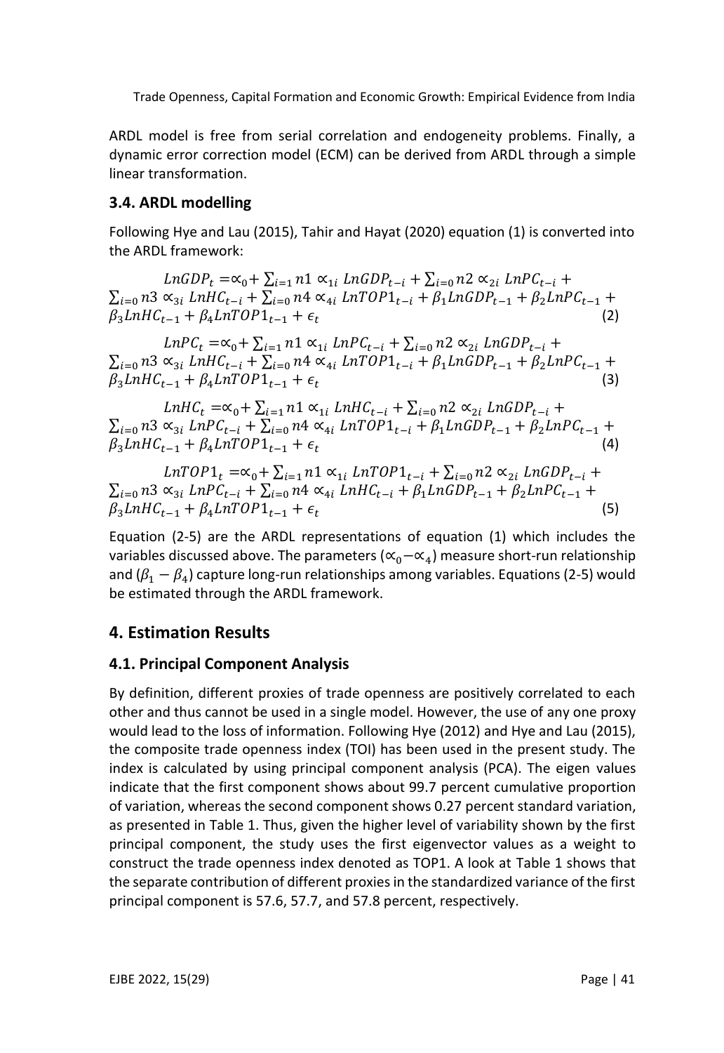ARDL model is free from serial correlation and endogeneity problems. Finally, a dynamic error correction model (ECM) can be derived from ARDL through a simple linear transformation.

### 3.4. ARDL modelling

Following Hye and Lau (2015), Tahir and Hayat (2020) equation (1) is converted into the ARDL framework:

$$LnGDP_t = \propto_0 + \sum_{i=1} n1 \propto_{1i} LnGDP_{t-i} + \sum_{i=0} n2 \propto_{2i} LnPC_{t-i} + \sum_{i=0} n3 \propto_{3i} LnHC_{t-i} + \sum_{i=0} n4 \propto_{4i} LnTOP1_{t-i} + \beta_1 LnGDP_{t-1} + \beta_2 LnPC_{t-1} + \beta_3 LnHC_{t-1} + \beta_4 LnTOP1_{t-1} + \epsilon_t \quad (2)$$

$$LnPC_t = \propto_0 + \sum_{i=1} n1 \propto_{1i} LnPC_{t-i} + \sum_{i=0} n2 \propto_{2i} LnGDP_{t-i} + \sum_{i=0} n3 \propto_{3i} LnHC_{t-i} + \sum_{i=0} n4 \propto_{4i} LnTOP1_{t-i} + \beta_1 LnGDP_{t-1} + \beta_2 LnPC_{t-1} + \beta_3 LnHC_{t-1} + \beta_4 LnTOP1_{t-1} + \epsilon_t \quad (3)$$

$$LnHC_t = \propto_0 + \sum_{i=1} n1 \propto_{1i} LnHC_{t-i} + \sum_{i=0} n2 \propto_{2i} LnGDP_{t-i} + \sum_{i=0} n3 \propto_{3i} LnPC_{t-i} + \sum_{i=0} n4 \propto_{4i} LnTOP1_{t-i} + \beta_1 LnGDP_{t-1} + \beta_2 LnPC_{t-1} + \beta_3 LnHC_{t-1} + \beta_4 LnTOP1_{t-1} + \epsilon_t \quad (4)$$

$$LnTOP1_t = \propto_0 + \sum_{i=1} n1 \propto_{1i} LnTOP1_{t-i} + \sum_{i=0} n2 \propto_{2i} LnGDP_{t-i} + \sum_{i=0} n3 \propto_{3i} LnPC_{t-i} + \sum_{i=0} n4 \propto_{4i} LnHC_{t-i} + \beta_1 LnGDP_{t-1} + \beta_2 LnPC_{t-1} + \beta_3 LnHC_{t-1} + \beta_4 LnTOP1_{t-1} + \epsilon_t \quad (5)$$

Equation (2-5) are the ARDL representations of equation (1) which includes the variables discussed above. The parameters ($\propto_0 - \propto_4$) measure short-run relationship and ($\beta_1 - \beta_4$) capture long-run relationships among variables. Equations (2-5) would be estimated through the ARDL framework.

## 4. Estimation Results

### 4.1. Principal Component Analysis

By definition, different proxies of trade openness are positively correlated to each other and thus cannot be used in a single model. However, the use of any one proxy would lead to the loss of information. Following Hye (2012) and Hye and Lau (2015), the composite trade openness index (TOI) has been used in the present study. The index is calculated by using principal component analysis (PCA). The eigen values indicate that the first component shows about 99.7 percent cumulative proportion of variation, whereas the second component shows 0.27 percent standard variation, as presented in Table 1. Thus, given the higher level of variability shown by the first principal component, the study uses the first eigenvector values as a weight to construct the trade openness index denoted as TOP1. A look at Table 1 shows that the separate contribution of different proxies in the standardized variance of the first principal component is 57.6, 57.7, and 57.8 percent, respectively.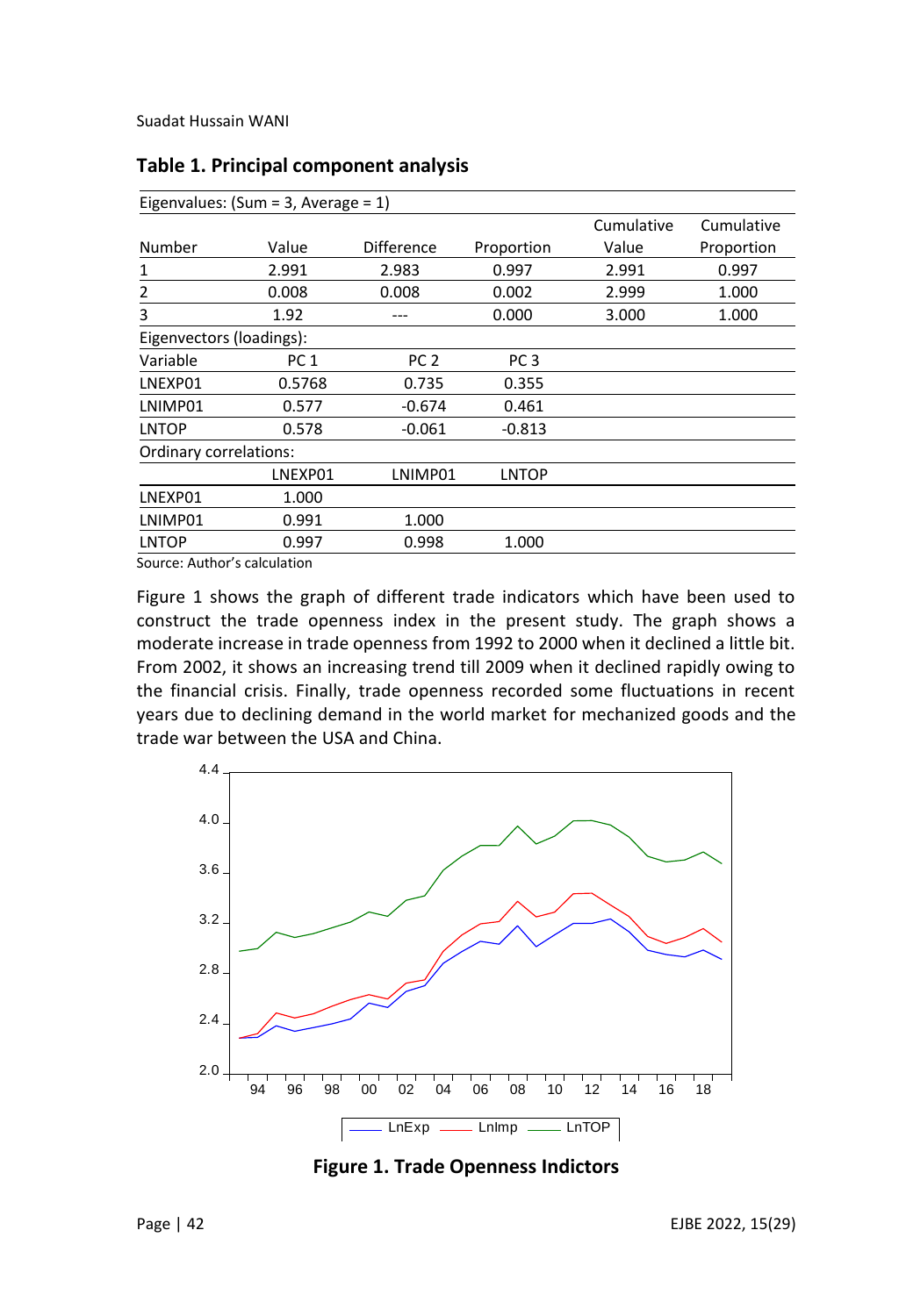### Table 1. Principal component analysis

| Eigenvalues: (Sum = 3, Average = 1) | | | | | |
|---|---|---|---|---|---|
| Number | Value | Difference | Proportion | Cumulative Value | Cumulative Proportion |
| 1 | 2.991 | 2.983 | 0.997 | 2.991 | 0.997 |
| 2 | 0.008 | 0.008 | 0.002 | 2.999 | 1.000 |
| 3 | 1.92 | --- | 0.000 | 3.000 | 1.000 |
| Eigenvectors (loadings): | | | | | |
| Variable | PC 1 | PC 2 | PC 3 | | |
| LNEXP01 | 0.5768 | 0.735 | 0.355 | | |
| LNIMP01 | 0.577 | -0.674 | 0.461 | | |
| LNTOP | 0.578 | -0.061 | -0.813 | | |
| Ordinary correlations: | | | | | |
| | LNEXP01 | LNIMP01 | LNTOP | | |
| LNEXP01 | 1.000 | | | | |
| LNIMP01 | 0.991 | 1.000 | | | |
| LNTOP | 0.997 | 0.998 | 1.000 | | |

Source: Author's calculation

Figure 1 shows the graph of different trade indicators which have been used to construct the trade openness index in the present study. The graph shows a moderate increase in trade openness from 1992 to 2000 when it declined a little bit. From 2002, it shows an increasing trend till 2009 when it declined rapidly owing to the financial crisis. Finally, trade openness recorded some fluctuations in recent years due to declining demand in the world market for mechanized goods and the trade war between the USA and China.

**Figure 1. Trade Openness Indictors**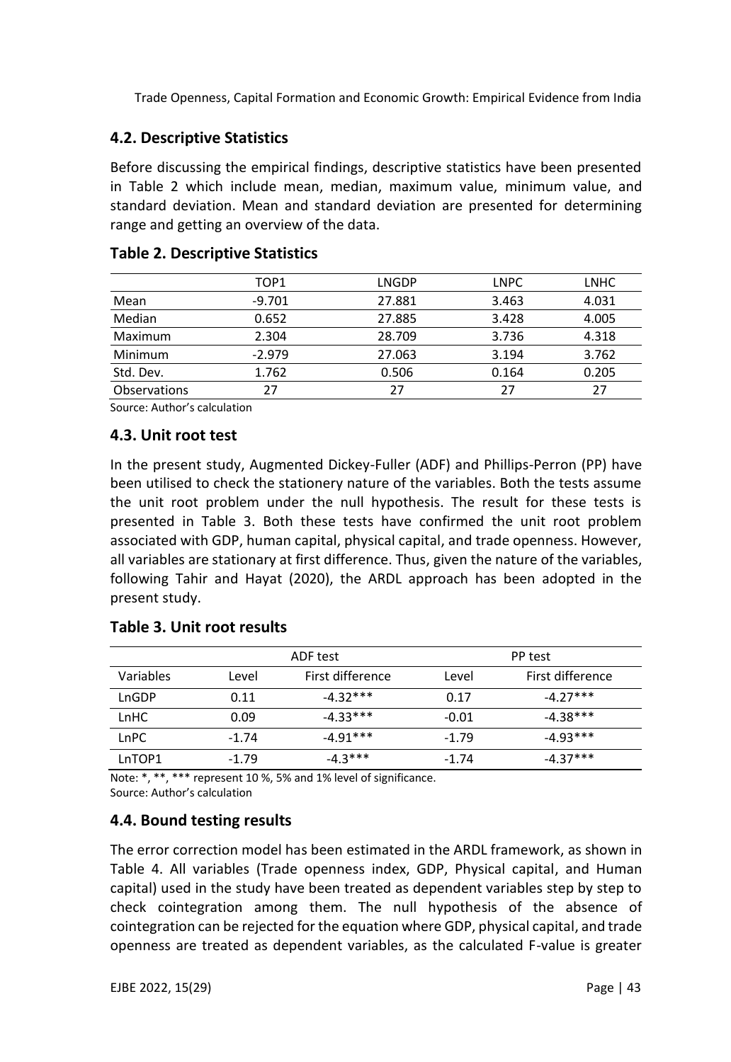## 4.2. Descriptive Statistics

Before discussing the empirical findings, descriptive statistics have been presented in Table 2 which include mean, median, maximum value, minimum value, and standard deviation. Mean and standard deviation are presented for determining range and getting an overview of the data.

### Table 2. Descriptive Statistics

| | TOP1 | LNGDP | LNPC | LNHC |
|---|---|---|---|---|
| Mean | -9.701 | 27.881 | 3.463 | 4.031 |
| Median | 0.652 | 27.885 | 3.428 | 4.005 |
| Maximum | 2.304 | 28.709 | 3.736 | 4.318 |
| Minimum | -2.979 | 27.063 | 3.194 | 3.762 |
| Std. Dev. | 1.762 | 0.506 | 0.164 | 0.205 |
| Observations | 27 | 27 | 27 | 27 |

Source: Author's calculation

## 4.3. Unit root test

In the present study, Augmented Dickey-Fuller (ADF) and Phillips-Perron (PP) have been utilised to check the stationery nature of the variables. Both the tests assume the unit root problem under the null hypothesis. The result for these tests is presented in Table 3. Both these tests have confirmed the unit root problem associated with GDP, human capital, physical capital, and trade openness. However, all variables are stationary at first difference. Thus, given the nature of the variables, following Tahir and Hayat (2020), the ARDL approach has been adopted in the present study.

### Table 3. Unit root results

| | ADF test | | PP test | |
|---|---|---|---|---|
| Variables | Level | First difference | Level | First difference |
| LnGDP | 0.11 | -4.32*** | 0.17 | -4.27*** |
| LnHC | 0.09 | -4.33*** | -0.01 | -4.38*** |
| LnPC | -1.74 | -4.91*** | -1.79 | -4.93*** |
| LnTOP1 | -1.79 | -4.3*** | -1.74 | -4.37*** |

Note: *, **, *** represent 10 %, 5% and 1% level of significance.
Source: Author's calculation

## 4.4. Bound testing results

The error correction model has been estimated in the ARDL framework, as shown in Table 4. All variables (Trade openness index, GDP, Physical capital, and Human capital) used in the study have been treated as dependent variables step by step to check cointegration among them. The null hypothesis of the absence of cointegration can be rejected for the equation where GDP, physical capital, and trade openness are treated as dependent variables, as the calculated F-value is greater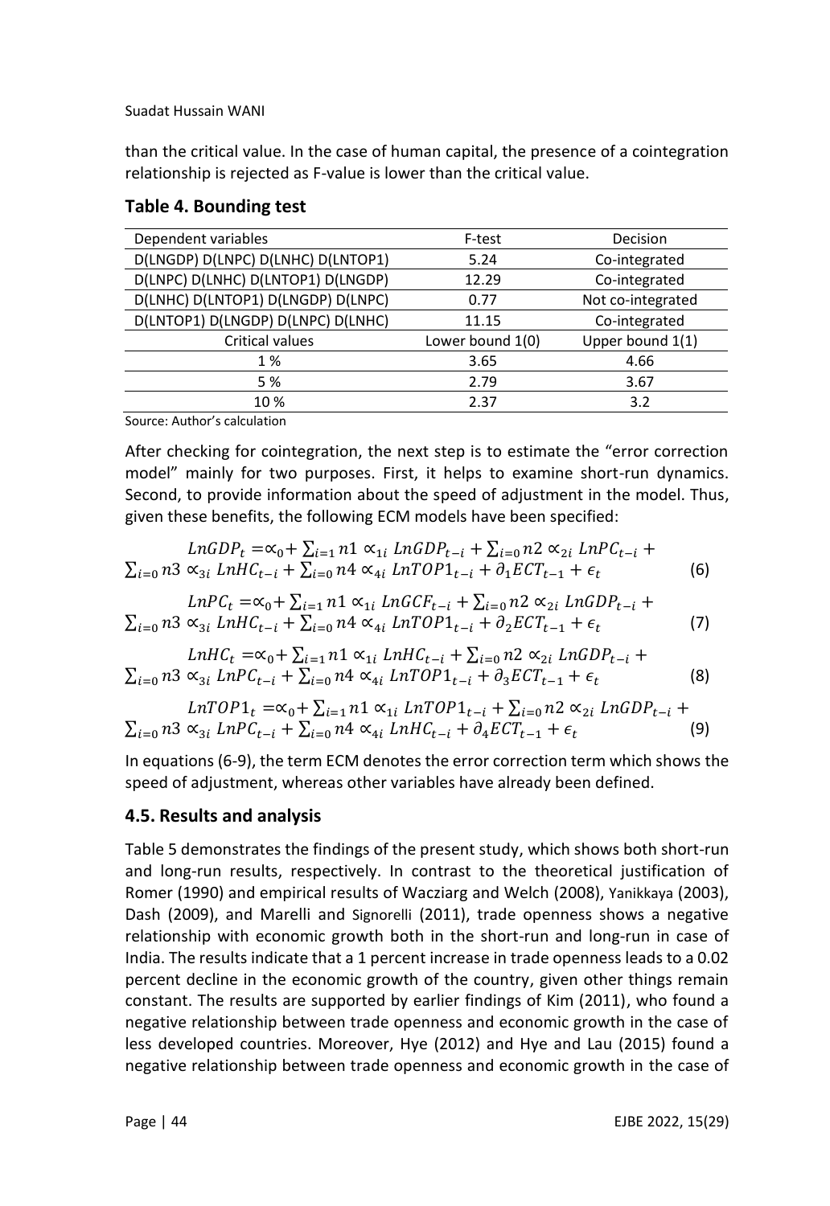than the critical value. In the case of human capital, the presence of a cointegration relationship is rejected as F-value is lower than the critical value.

### Table 4. Bounding test

| Dependent variables | F-test | Decision |
|---|---|---|
| D(LNGDP) D(LNPC) D(LNHC) D(LNTOP1) | 5.24 | Co-integrated |
| D(LNPC) D(LNHC) D(LNTOP1) D(LNGDP) | 12.29 | Co-integrated |
| D(LNHC) D(LNTOP1) D(LNGDP) D(LNPC) | 0.77 | Not co-integrated |
| D(LNTOP1) D(LNGDP) D(LNPC) D(LNHC) | 11.15 | Co-integrated |
| Critical values | Lower bound 1(0) | Upper bound 1(1) |
| 1 % | 3.65 | 4.66 |
| 5 % | 2.79 | 3.67 |
| 10 % | 2.37 | 3.2 |

Source: Author's calculation

After checking for cointegration, the next step is to estimate the "error correction model" mainly for two purposes. First, it helps to examine short-run dynamics. Second, to provide information about the speed of adjustment in the model. Thus, given these benefits, the following ECM models have been specified:

$$LnGDP_t = \propto_0 + \sum_{i=1} n1 \propto_{1i} LnGDP_{t-i} + \sum_{i=0} n2 \propto_{2i} LnPC_{t-i} + \sum_{i=0} n3 \propto_{3i} LnHC_{t-i} + \sum_{i=0} n4 \propto_{4i} LnTOP1_{t-i} + \partial_1 ECT_{t-1} + \epsilon_t \quad (6)$$

$$LnPC_t = \propto_0 + \sum_{i=1} n1 \propto_{1i} LnGCF_{t-i} + \sum_{i=0} n2 \propto_{2i} LnGDP_{t-i} + \sum_{i=0} n3 \propto_{3i} LnHC_{t-i} + \sum_{i=0} n4 \propto_{4i} LnTOP1_{t-i} + \partial_2 ECT_{t-1} + \epsilon_t \quad (7)$$

$$LnHC_t = \propto_0 + \sum_{i=1} n1 \propto_{1i} LnHC_{t-i} + \sum_{i=0} n2 \propto_{2i} LnGDP_{t-i} + \sum_{i=0} n3 \propto_{3i} LnPC_{t-i} + \sum_{i=0} n4 \propto_{4i} LnTOP1_{t-i} + \partial_3 ECT_{t-1} + \epsilon_t \quad (8)$$

$$LnTOP1_t = \propto_0 + \sum_{i=1} n1 \propto_{1i} LnTOP1_{t-i} + \sum_{i=0} n2 \propto_{2i} LnGDP_{t-i} + \sum_{i=0} n3 \propto_{3i} LnPC_{t-i} + \sum_{i=0} n4 \propto_{4i} LnHC_{t-i} + \partial_4 ECT_{t-1} + \epsilon_t \quad (9)$$

In equations (6-9), the term ECM denotes the error correction term which shows the speed of adjustment, whereas other variables have already been defined.

### 4.5. Results and analysis

Table 5 demonstrates the findings of the present study, which shows both short-run and long-run results, respectively. In contrast to the theoretical justification of Romer (1990) and empirical results of Wacziarg and Welch (2008), Yanikkaya (2003), Dash (2009), and Marelli and Signorelli (2011), trade openness shows a negative relationship with economic growth both in the short-run and long-run in case of India. The results indicate that a 1 percent increase in trade openness leads to a 0.02 percent decline in the economic growth of the country, given other things remain constant. The results are supported by earlier findings of Kim (2011), who found a negative relationship between trade openness and economic growth in the case of less developed countries. Moreover, Hye (2012) and Hye and Lau (2015) found a negative relationship between trade openness and economic growth in the case of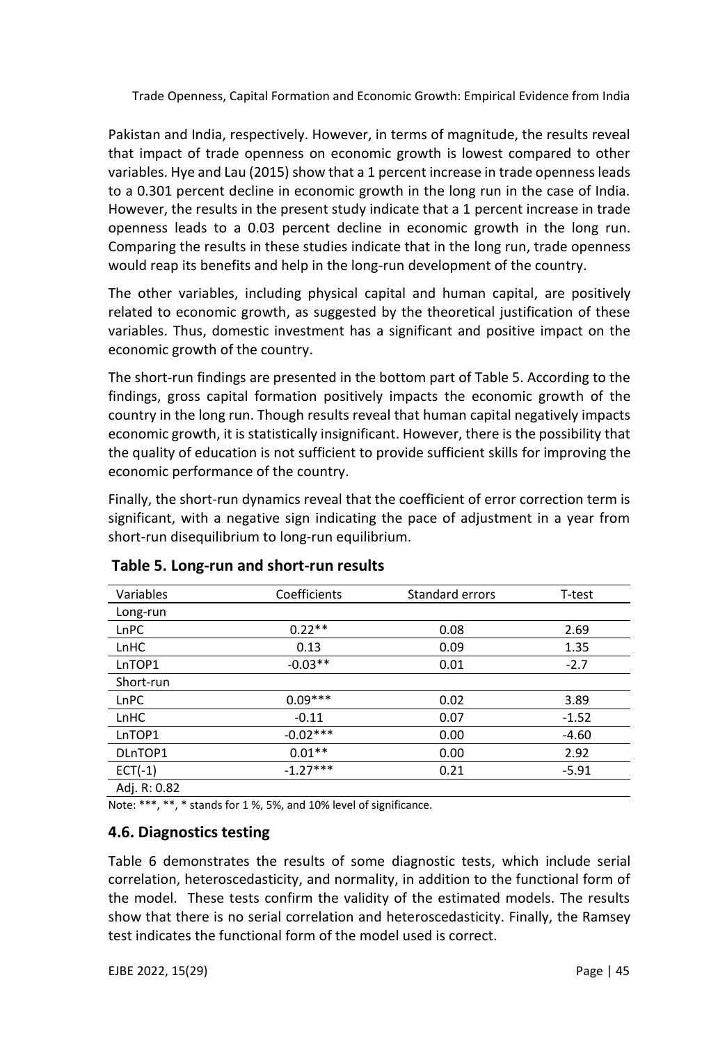Pakistan and India, respectively. However, in terms of magnitude, the results reveal that impact of trade openness on economic growth is lowest compared to other variables. Hye and Lau (2015) show that a 1 percent increase in trade openness leads to a 0.301 percent decline in economic growth in the long run in the case of India. However, the results in the present study indicate that a 1 percent increase in trade openness leads to a 0.03 percent decline in economic growth in the long run. Comparing the results in these studies indicate that in the long run, trade openness would reap its benefits and help in the long-run development of the country.

The other variables, including physical capital and human capital, are positively related to economic growth, as suggested by the theoretical justification of these variables. Thus, domestic investment has a significant and positive impact on the economic growth of the country.

The short-run findings are presented in the bottom part of Table 5. According to the findings, gross capital formation positively impacts the economic growth of the country in the long run. Though results reveal that human capital negatively impacts economic growth, it is statistically insignificant. However, there is the possibility that the quality of education is not sufficient to provide sufficient skills for improving the economic performance of the country.

Finally, the short-run dynamics reveal that the coefficient of error correction term is significant, with a negative sign indicating the pace of adjustment in a year from short-run disequilibrium to long-run equilibrium.

**Table 5. Long-run and short-run results**

| Variables | Coefficients | Standard errors | T-test |
|---|---|---|---|
| Long-run | | | |
| LnPC | 0.22** | 0.08 | 2.69 |
| LnHC | 0.13 | 0.09 | 1.35 |
| LnTOP1 | -0.03** | 0.01 | -2.7 |
| Short-run | | | |
| LnPC | 0.09*** | 0.02 | 3.89 |
| LnHC | -0.11 | 0.07 | -1.52 |
| LnTOP1 | -0.02*** | 0.00 | -4.60 |
| DLnTOP1 | 0.01** | 0.00 | 2.92 |
| ECT(-1) | -1.27*** | 0.21 | -5.91 |
| Adj. R: 0.82 | | | |

Note: ***, **, * stands for 1 %, 5%, and 10% level of significance.

### 4.6. Diagnostics testing

Table 6 demonstrates the results of some diagnostic tests, which include serial correlation, heteroscedasticity, and normality, in addition to the functional form of the model. These tests confirm the validity of the estimated models. The results show that there is no serial correlation and heteroscedasticity. Finally, the Ramsey test indicates the functional form of the model used is correct.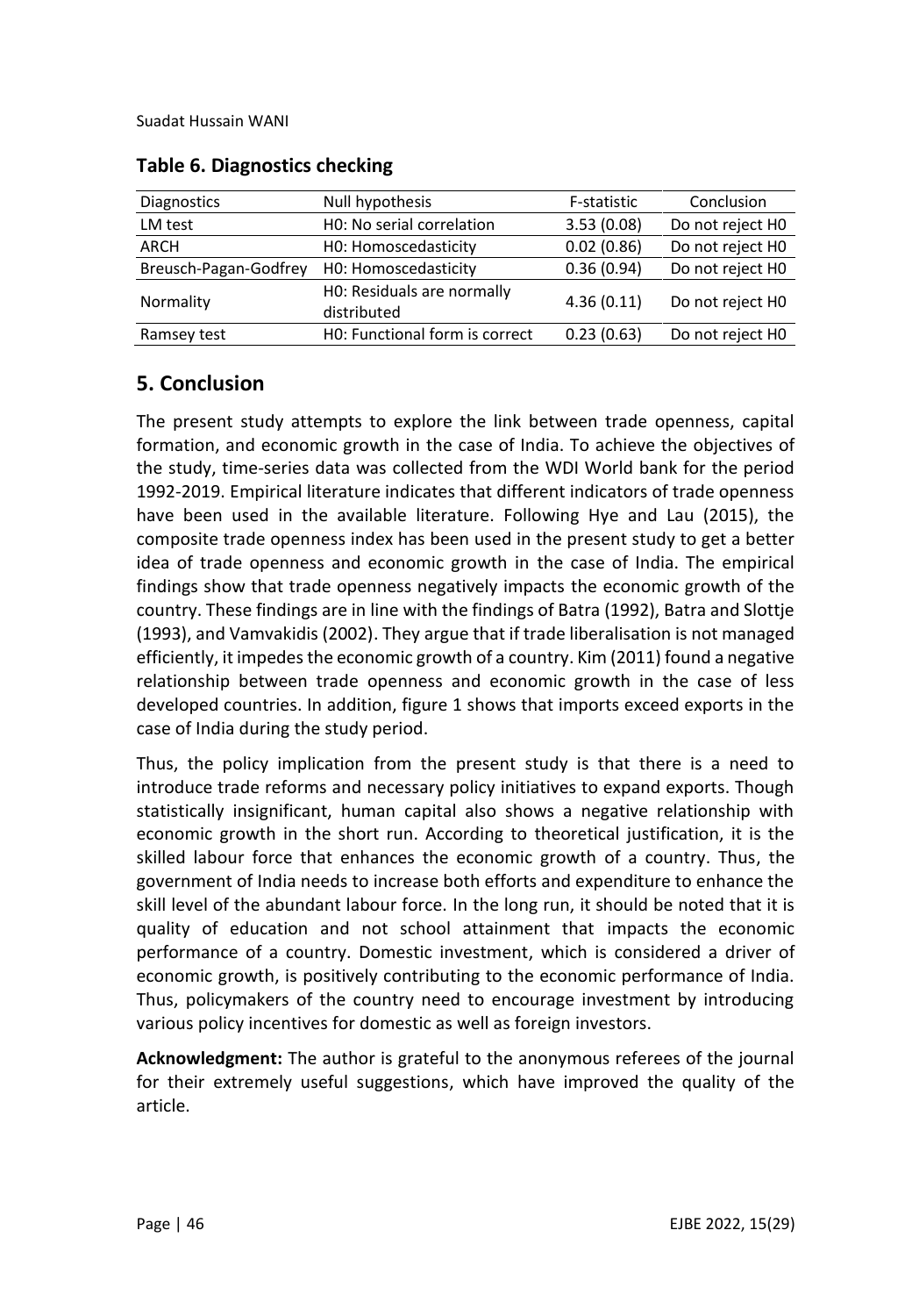**Table 6. Diagnostics checking**

| Diagnostics | Null hypothesis | F-statistic | Conclusion |
|---|---|---|---|
| LM test | H0: No serial correlation | 3.53 (0.08) | Do not reject H0 |
| ARCH | H0: Homoscedasticity | 0.02 (0.86) | Do not reject H0 |
| Breusch-Pagan-Godfrey | H0: Homoscedasticity | 0.36 (0.94) | Do not reject H0 |
| Normality | H0: Residuals are normally distributed | 4.36 (0.11) | Do not reject H0 |
| Ramsey test | H0: Functional form is correct | 0.23 (0.63) | Do not reject H0 |

## 5. Conclusion

The present study attempts to explore the link between trade openness, capital formation, and economic growth in the case of India. To achieve the objectives of the study, time-series data was collected from the WDI World bank for the period 1992-2019. Empirical literature indicates that different indicators of trade openness have been used in the available literature. Following Hye and Lau (2015), the composite trade openness index has been used in the present study to get a better idea of trade openness and economic growth in the case of India. The empirical findings show that trade openness negatively impacts the economic growth of the country. These findings are in line with the findings of Batra (1992), Batra and Slottje (1993), and Vamvakidis (2002). They argue that if trade liberalisation is not managed efficiently, it impedes the economic growth of a country. Kim (2011) found a negative relationship between trade openness and economic growth in the case of less developed countries. In addition, figure 1 shows that imports exceed exports in the case of India during the study period.

Thus, the policy implication from the present study is that there is a need to introduce trade reforms and necessary policy initiatives to expand exports. Though statistically insignificant, human capital also shows a negative relationship with economic growth in the short run. According to theoretical justification, it is the skilled labour force that enhances the economic growth of a country. Thus, the government of India needs to increase both efforts and expenditure to enhance the skill level of the abundant labour force. In the long run, it should be noted that it is quality of education and not school attainment that impacts the economic performance of a country. Domestic investment, which is considered a driver of economic growth, is positively contributing to the economic performance of India. Thus, policymakers of the country need to encourage investment by introducing various policy incentives for domestic as well as foreign investors.

**Acknowledgment:** The author is grateful to the anonymous referees of the journal for their extremely useful suggestions, which have improved the quality of the article.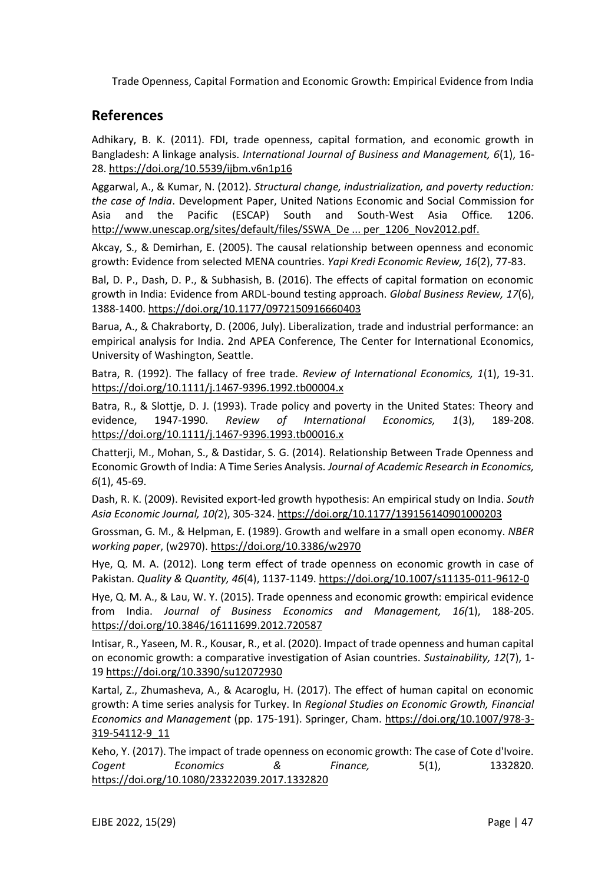## References

Adhikary, B. K. (2011). FDI, trade openness, capital formation, and economic growth in Bangladesh: A linkage analysis. *International Journal of Business and Management, 6*(1), 16-28. https://doi.org/10.5539/ijbm.v6n1p16

Aggarwal, A., & Kumar, N. (2012). *Structural change, industrialization, and poverty reduction: the case of India*. Development Paper, United Nations Economic and Social Commission for Asia and the Pacific (ESCAP) South and South-West Asia Office. 1206. http://www.unescap.org/sites/default/files/SSWA_De ... per_1206_Nov2012.pdf.

Akcay, S., & Demirhan, E. (2005). The causal relationship between openness and economic growth: Evidence from selected MENA countries. *Yapi Kredi Economic Review, 16*(2), 77-83.

Bal, D. P., Dash, D. P., & Subhasish, B. (2016). The effects of capital formation on economic growth in India: Evidence from ARDL-bound testing approach. *Global Business Review, 17*(6), 1388-1400. https://doi.org/10.1177/0972150916660403

Barua, A., & Chakraborty, D. (2006, July). Liberalization, trade and industrial performance: an empirical analysis for India. 2nd APEA Conference, The Center for International Economics, University of Washington, Seattle.

Batra, R. (1992). The fallacy of free trade. *Review of International Economics, 1*(1), 19-31. https://doi.org/10.1111/j.1467-9396.1992.tb00004.x

Batra, R., & Slottje, D. J. (1993). Trade policy and poverty in the United States: Theory and evidence, 1947-1990. *Review of International Economics, 1*(3), 189-208. https://doi.org/10.1111/j.1467-9396.1993.tb00016.x

Chatterji, M., Mohan, S., & Dastidar, S. G. (2014). Relationship Between Trade Openness and Economic Growth of India: A Time Series Analysis. *Journal of Academic Research in Economics, 6*(1), 45-69.

Dash, R. K. (2009). Revisited export-led growth hypothesis: An empirical study on India. *South Asia Economic Journal, 10(*2), 305-324. https://doi.org/10.1177/139156140901000203

Grossman, G. M., & Helpman, E. (1989). Growth and welfare in a small open economy. *NBER working paper*, (w2970). https://doi.org/10.3386/w2970

Hye, Q. M. A. (2012). Long term effect of trade openness on economic growth in case of Pakistan. *Quality & Quantity, 46*(4), 1137-1149. https://doi.org/10.1007/s11135-011-9612-0

Hye, Q. M. A., & Lau, W. Y. (2015). Trade openness and economic growth: empirical evidence from India. *Journal of Business Economics and Management, 16(*1), 188-205. https://doi.org/10.3846/16111699.2012.720587

Intisar, R., Yaseen, M. R., Kousar, R., et al. (2020). Impact of trade openness and human capital on economic growth: a comparative investigation of Asian countries. *Sustainability, 12*(7), 1-19 https://doi.org/10.3390/su12072930

Kartal, Z., Zhumasheva, A., & Acaroglu, H. (2017). The effect of human capital on economic growth: A time series analysis for Turkey. In *Regional Studies on Economic Growth, Financial Economics and Management* (pp. 175-191). Springer, Cham. https://doi.org/10.1007/978-3-319-54112-9_11

Keho, Y. (2017). The impact of trade openness on economic growth: The case of Cote d'Ivoire. *Cogent Economics & Finance,* 5(1), 1332820. https://doi.org/10.1080/23322039.2017.1332820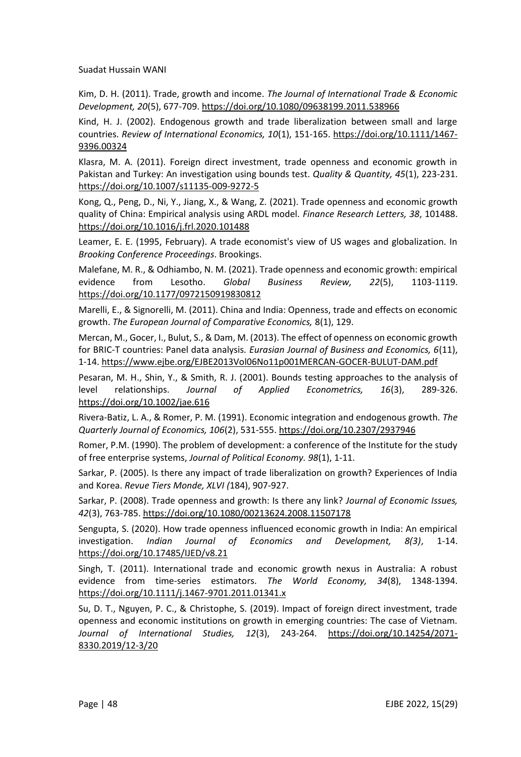Kim, D. H. (2011). Trade, growth and income. *The Journal of International Trade & Economic Development, 20*(5), 677-709. https://doi.org/10.1080/09638199.2011.538966

Kind, H. J. (2002). Endogenous growth and trade liberalization between small and large countries. *Review of International Economics, 10*(1), 151-165. https://doi.org/10.1111/1467-9396.00324

Klasra, M. A. (2011). Foreign direct investment, trade openness and economic growth in Pakistan and Turkey: An investigation using bounds test. *Quality & Quantity, 45*(1), 223-231. https://doi.org/10.1007/s11135-009-9272-5

Kong, Q., Peng, D., Ni, Y., Jiang, X., & Wang, Z. (2021). Trade openness and economic growth quality of China: Empirical analysis using ARDL model. *Finance Research Letters, 38*, 101488. https://doi.org/10.1016/j.frl.2020.101488

Leamer, E. E. (1995, February). A trade economist's view of US wages and globalization. In *Brooking Conference Proceedings*. Brookings.

Malefane, M. R., & Odhiambo, N. M. (2021). Trade openness and economic growth: empirical evidence from Lesotho. *Global Business Review, 22*(5), 1103-1119. https://doi.org/10.1177/0972150919830812

Marelli, E., & Signorelli, M. (2011). China and India: Openness, trade and effects on economic growth. *The European Journal of Comparative Economics,* 8(1), 129.

Mercan, M., Gocer, I., Bulut, S., & Dam, M. (2013). The effect of openness on economic growth for BRIC-T countries: Panel data analysis. *Eurasian Journal of Business and Economics, 6*(11), 1-14. https://www.ejbe.org/EJBE2013Vol06No11p001MERCAN-GOCER-BULUT-DAM.pdf

Pesaran, M. H., Shin, Y., & Smith, R. J. (2001). Bounds testing approaches to the analysis of level relationships. *Journal of Applied Econometrics, 16*(3), 289-326. https://doi.org/10.1002/jae.616

Rivera-Batiz, L. A., & Romer, P. M. (1991). Economic integration and endogenous growth. *The Quarterly Journal of Economics, 106*(2), 531-555. https://doi.org/10.2307/2937946

Romer, P.M. (1990). The problem of development: a conference of the Institute for the study of free enterprise systems, *Journal of Political Economy. 98*(1), 1-11.

Sarkar, P. (2005). Is there any impact of trade liberalization on growth? Experiences of India and Korea. *Revue Tiers Monde, XLVI (*184), 907-927.

Sarkar, P. (2008). Trade openness and growth: Is there any link? *Journal of Economic Issues, 42*(3), 763-785. https://doi.org/10.1080/00213624.2008.11507178

Sengupta, S. (2020). How trade openness influenced economic growth in India: An empirical investigation. *Indian Journal of Economics and Development, 8(3)*, 1-14. https://doi.org/10.17485/IJED/v8.21

Singh, T. (2011). International trade and economic growth nexus in Australia: A robust evidence from time-series estimators. *The World Economy, 34*(8), 1348-1394. https://doi.org/10.1111/j.1467-9701.2011.01341.x

Su, D. T., Nguyen, P. C., & Christophe, S. (2019). Impact of foreign direct investment, trade openness and economic institutions on growth in emerging countries: The case of Vietnam. *Journal of International Studies, 12*(3), 243-264. https://doi.org/10.14254/2071-8330.2019/12-3/20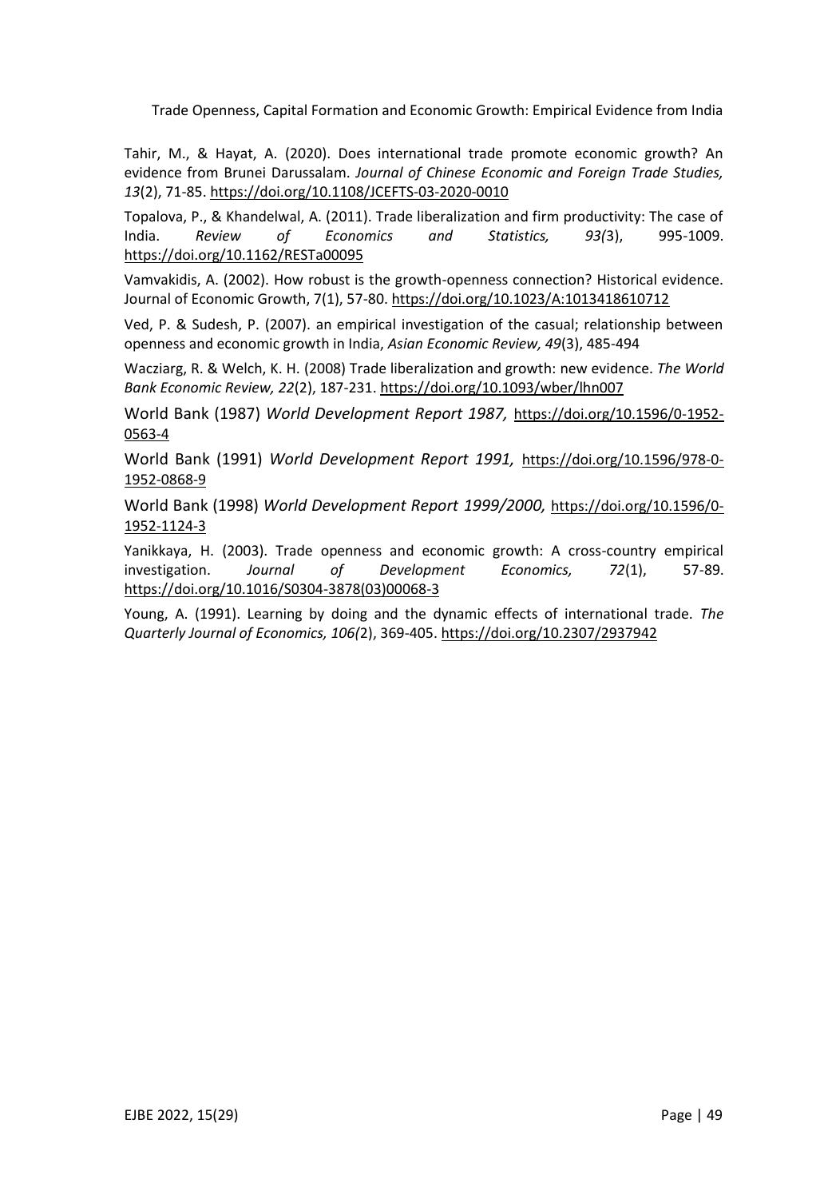Tahir, M., & Hayat, A. (2020). Does international trade promote economic growth? An evidence from Brunei Darussalam. *Journal of Chinese Economic and Foreign Trade Studies, 13*(2), 71-85. https://doi.org/10.1108/JCEFTS-03-2020-0010

Topalova, P., & Khandelwal, A. (2011). Trade liberalization and firm productivity: The case of India. *Review of Economics and Statistics, 93(*3), 995-1009. https://doi.org/10.1162/RESTa00095

Vamvakidis, A. (2002). How robust is the growth-openness connection? Historical evidence. Journal of Economic Growth, 7(1), 57-80. https://doi.org/10.1023/A:1013418610712

Ved, P. & Sudesh, P. (2007). an empirical investigation of the casual; relationship between openness and economic growth in India, *Asian Economic Review, 49*(3), 485-494

Wacziarg, R. & Welch, K. H. (2008) Trade liberalization and growth: new evidence. *The World Bank Economic Review, 22*(2), 187-231. https://doi.org/10.1093/wber/lhn007

World Bank (1987) *World Development Report 1987,* https://doi.org/10.1596/0-1952-0563-4

World Bank (1991) *World Development Report 1991,* https://doi.org/10.1596/978-0-1952-0868-9

World Bank (1998) *World Development Report 1999/2000,* https://doi.org/10.1596/0-1952-1124-3

Yanikkaya, H. (2003). Trade openness and economic growth: A cross-country empirical investigation. *Journal of Development Economics, 72*(1), 57-89. https://doi.org/10.1016/S0304-3878(03)00068-3

Young, A. (1991). Learning by doing and the dynamic effects of international trade. *The Quarterly Journal of Economics, 106(*2), 369-405. https://doi.org/10.2307/2937942